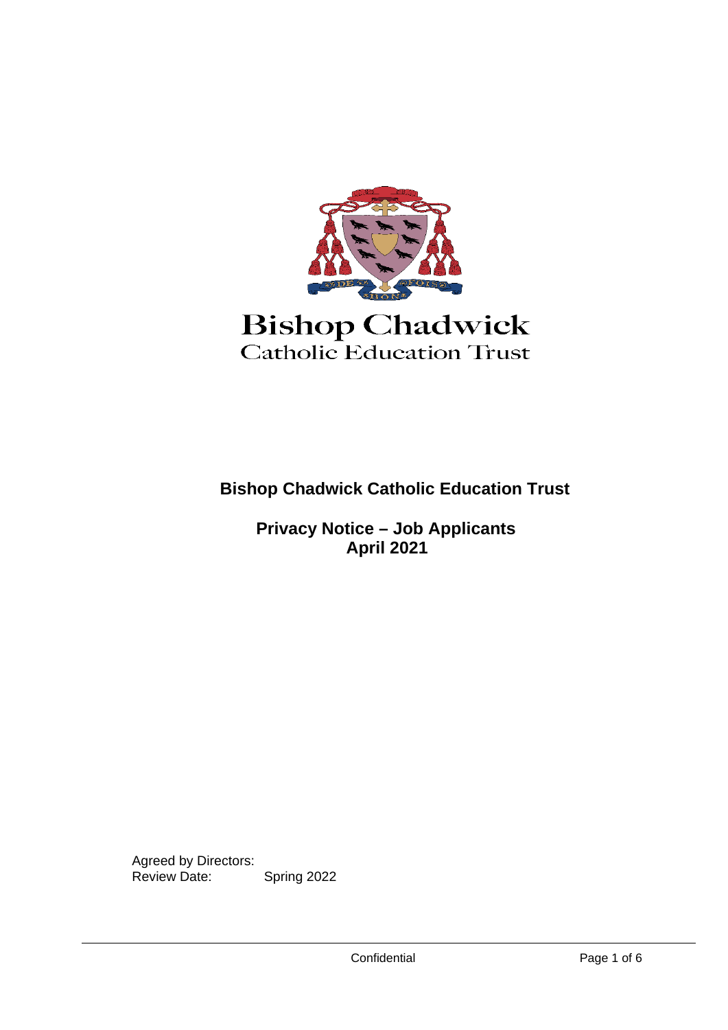Bishop Chadwick
Catholic Education Trust

# Bishop Chadwick Catholic Education Trust

## Privacy Notice – Job Applicants
## April 2021

Agreed by Directors:
Review Date: Spring 2022

Confidential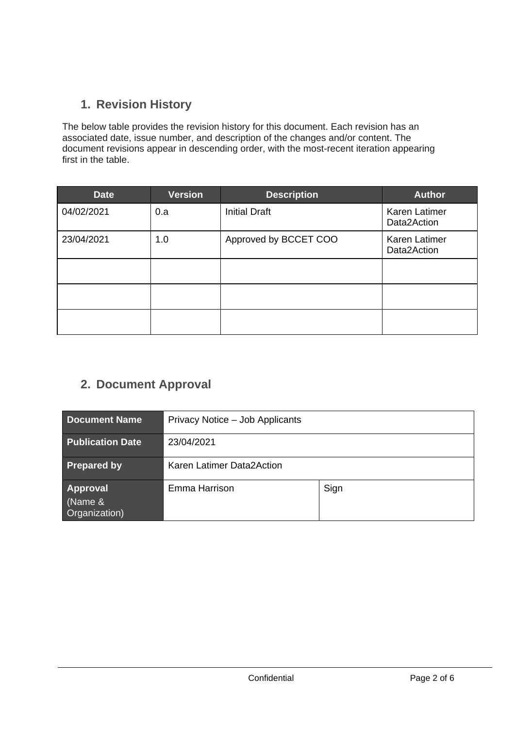## 1. Revision History

The below table provides the revision history for this document. Each revision has an associated date, issue number, and description of the changes and/or content. The document revisions appear in descending order, with the most-recent iteration appearing first in the table.

| Date | Version | Description | Author |
|---|---|---|---|
| 04/02/2021 | 0.a | Initial Draft | Karen Latimer Data2Action |
| 23/04/2021 | 1.0 | Approved by BCCET COO | Karen Latimer Data2Action |
| | | | |
| | | | |
| | | | |

## 2. Document Approval

| | | |
|---|---|---|
| **Document Name** | Privacy Notice – Job Applicants | |
| **Publication Date** | 23/04/2021 | |
| **Prepared by** | Karen Latimer Data2Action | |
| **Approval** (Name & Organization) | Emma Harrison | Sign |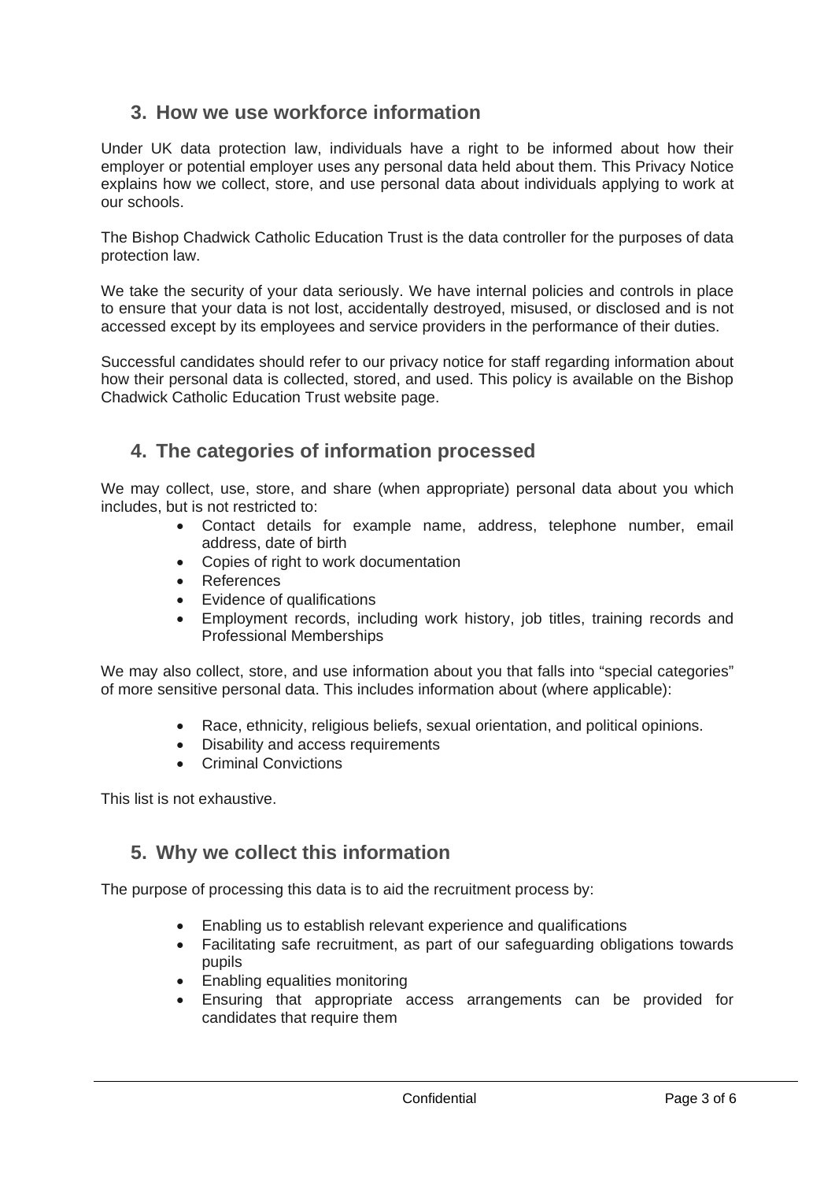## 3. How we use workforce information

Under UK data protection law, individuals have a right to be informed about how their employer or potential employer uses any personal data held about them. This Privacy Notice explains how we collect, store, and use personal data about individuals applying to work at our schools.

The Bishop Chadwick Catholic Education Trust is the data controller for the purposes of data protection law.

We take the security of your data seriously. We have internal policies and controls in place to ensure that your data is not lost, accidentally destroyed, misused, or disclosed and is not accessed except by its employees and service providers in the performance of their duties.

Successful candidates should refer to our privacy notice for staff regarding information about how their personal data is collected, stored, and used. This policy is available on the Bishop Chadwick Catholic Education Trust website page.

## 4. The categories of information processed

We may collect, use, store, and share (when appropriate) personal data about you which includes, but is not restricted to:

- Contact details for example name, address, telephone number, email address, date of birth
- Copies of right to work documentation
- References
- Evidence of qualifications
- Employment records, including work history, job titles, training records and Professional Memberships

We may also collect, store, and use information about you that falls into "special categories" of more sensitive personal data. This includes information about (where applicable):

- Race, ethnicity, religious beliefs, sexual orientation, and political opinions.
- Disability and access requirements
- Criminal Convictions

This list is not exhaustive.

## 5. Why we collect this information

The purpose of processing this data is to aid the recruitment process by:

- Enabling us to establish relevant experience and qualifications
- Facilitating safe recruitment, as part of our safeguarding obligations towards pupils
- Enabling equalities monitoring
- Ensuring that appropriate access arrangements can be provided for candidates that require them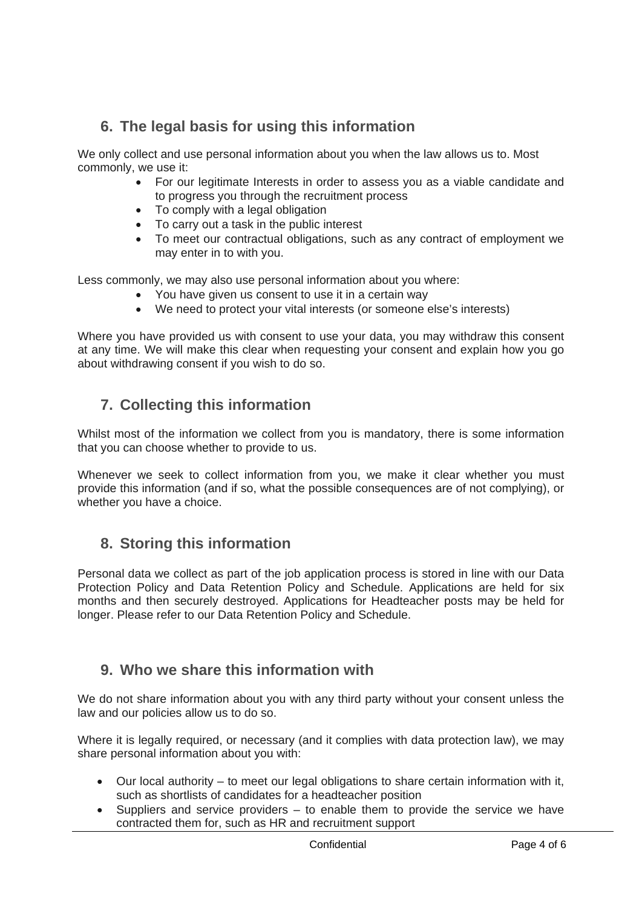## 6. The legal basis for using this information

We only collect and use personal information about you when the law allows us to. Most commonly, we use it:

- For our legitimate Interests in order to assess you as a viable candidate and to progress you through the recruitment process
- To comply with a legal obligation
- To carry out a task in the public interest
- To meet our contractual obligations, such as any contract of employment we may enter in to with you.

Less commonly, we may also use personal information about you where:

- You have given us consent to use it in a certain way
- We need to protect your vital interests (or someone else's interests)

Where you have provided us with consent to use your data, you may withdraw this consent at any time. We will make this clear when requesting your consent and explain how you go about withdrawing consent if you wish to do so.

## 7. Collecting this information

Whilst most of the information we collect from you is mandatory, there is some information that you can choose whether to provide to us.

Whenever we seek to collect information from you, we make it clear whether you must provide this information (and if so, what the possible consequences are of not complying), or whether you have a choice.

## 8. Storing this information

Personal data we collect as part of the job application process is stored in line with our Data Protection Policy and Data Retention Policy and Schedule. Applications are held for six months and then securely destroyed. Applications for Headteacher posts may be held for longer. Please refer to our Data Retention Policy and Schedule.

## 9. Who we share this information with

We do not share information about you with any third party without your consent unless the law and our policies allow us to do so.

Where it is legally required, or necessary (and it complies with data protection law), we may share personal information about you with:

- Our local authority – to meet our legal obligations to share certain information with it, such as shortlists of candidates for a headteacher position
- Suppliers and service providers – to enable them to provide the service we have contracted them for, such as HR and recruitment support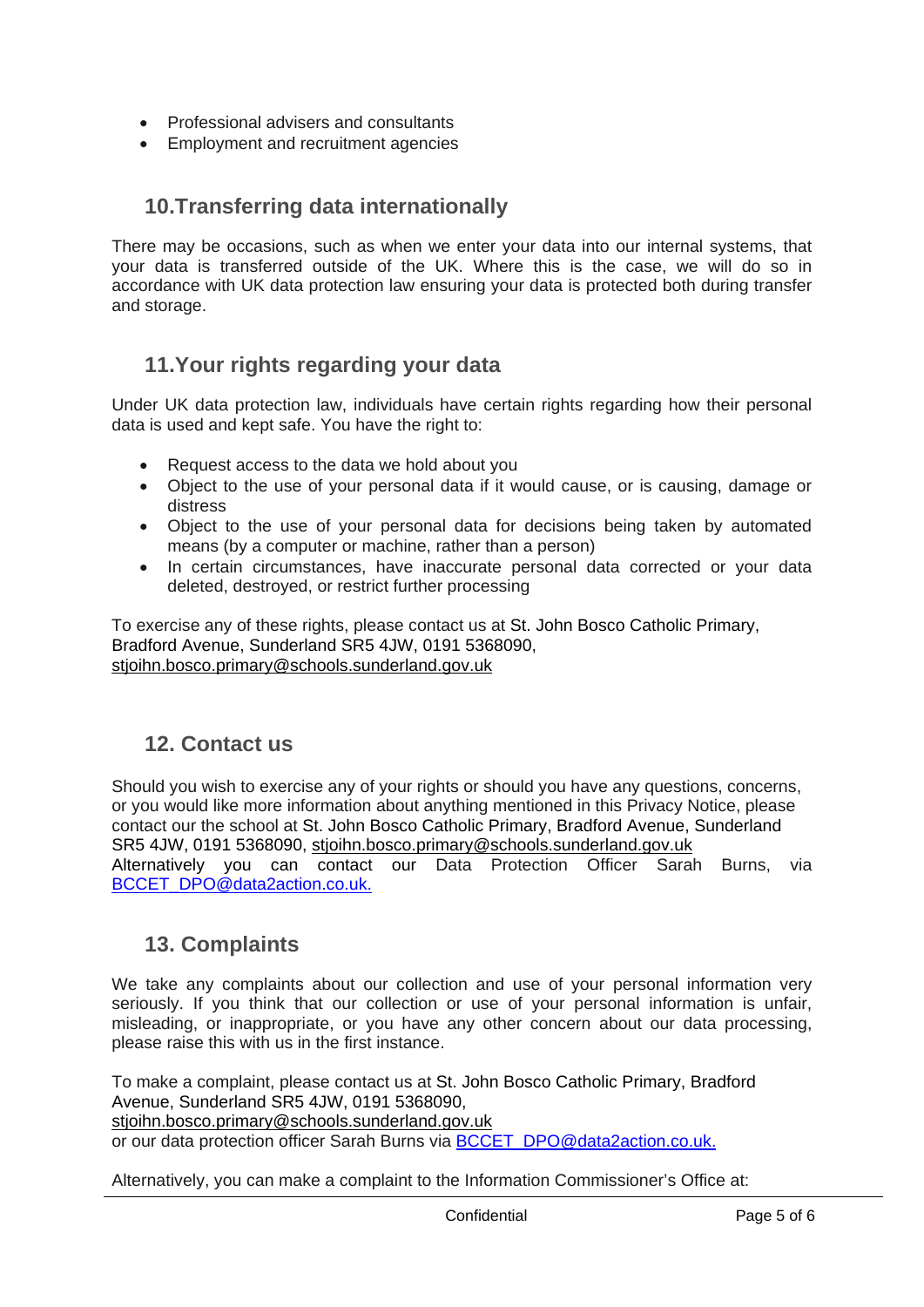- Professional advisers and consultants
- Employment and recruitment agencies

## 10.Transferring data internationally

There may be occasions, such as when we enter your data into our internal systems, that your data is transferred outside of the UK. Where this is the case, we will do so in accordance with UK data protection law ensuring your data is protected both during transfer and storage.

## 11.Your rights regarding your data

Under UK data protection law, individuals have certain rights regarding how their personal data is used and kept safe. You have the right to:

- Request access to the data we hold about you
- Object to the use of your personal data if it would cause, or is causing, damage or distress
- Object to the use of your personal data for decisions being taken by automated means (by a computer or machine, rather than a person)
- In certain circumstances, have inaccurate personal data corrected or your data deleted, destroyed, or restrict further processing

To exercise any of these rights, please contact us at St. John Bosco Catholic Primary, Bradford Avenue, Sunderland SR5 4JW, 0191 5368090, stjoihn.bosco.primary@schools.sunderland.gov.uk

## 12. Contact us

Should you wish to exercise any of your rights or should you have any questions, concerns, or you would like more information about anything mentioned in this Privacy Notice, please contact our the school at St. John Bosco Catholic Primary, Bradford Avenue, Sunderland SR5 4JW, 0191 5368090, stjoihn.bosco.primary@schools.sunderland.gov.uk
Alternatively you can contact our Data Protection Officer Sarah Burns, via BCCET_DPO@data2action.co.uk.

## 13. Complaints

We take any complaints about our collection and use of your personal information very seriously. If you think that our collection or use of your personal information is unfair, misleading, or inappropriate, or you have any other concern about our data processing, please raise this with us in the first instance.

To make a complaint, please contact us at St. John Bosco Catholic Primary, Bradford Avenue, Sunderland SR5 4JW, 0191 5368090,
stjoihn.bosco.primary@schools.sunderland.gov.uk
or our data protection officer Sarah Burns via BCCET_DPO@data2action.co.uk.

Alternatively, you can make a complaint to the Information Commissioner's Office at: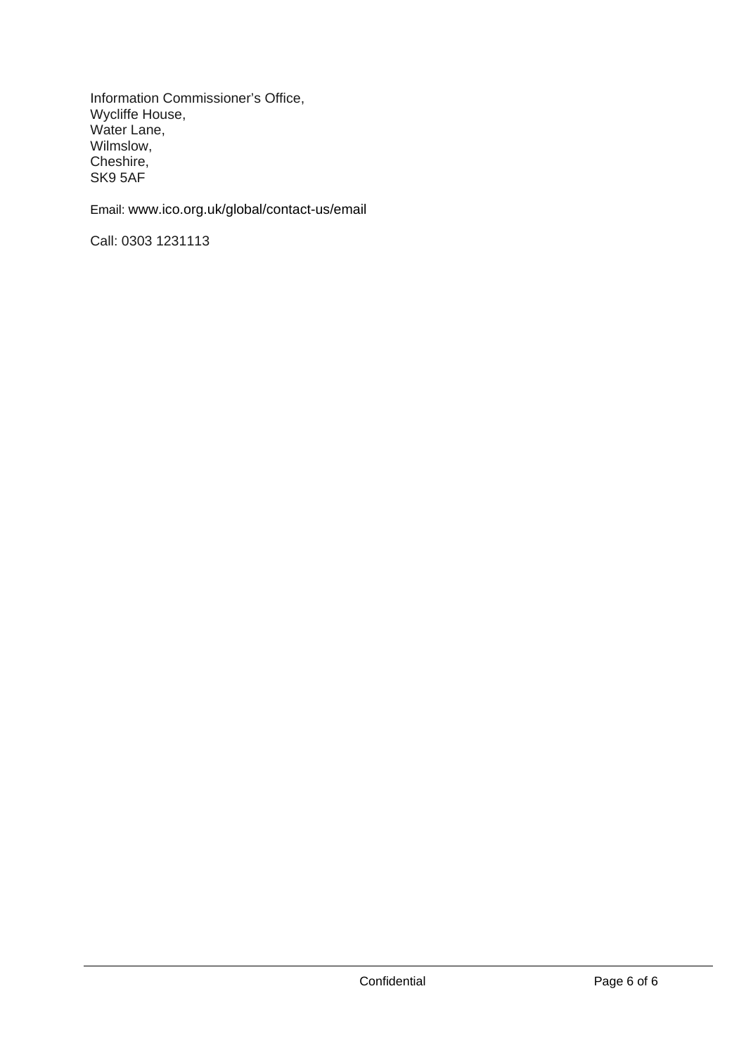Information Commissioner's Office,
Wycliffe House,
Water Lane,
Wilmslow,
Cheshire,
SK9 5AF

Email: www.ico.org.uk/global/contact-us/email

Call: 0303 1231113